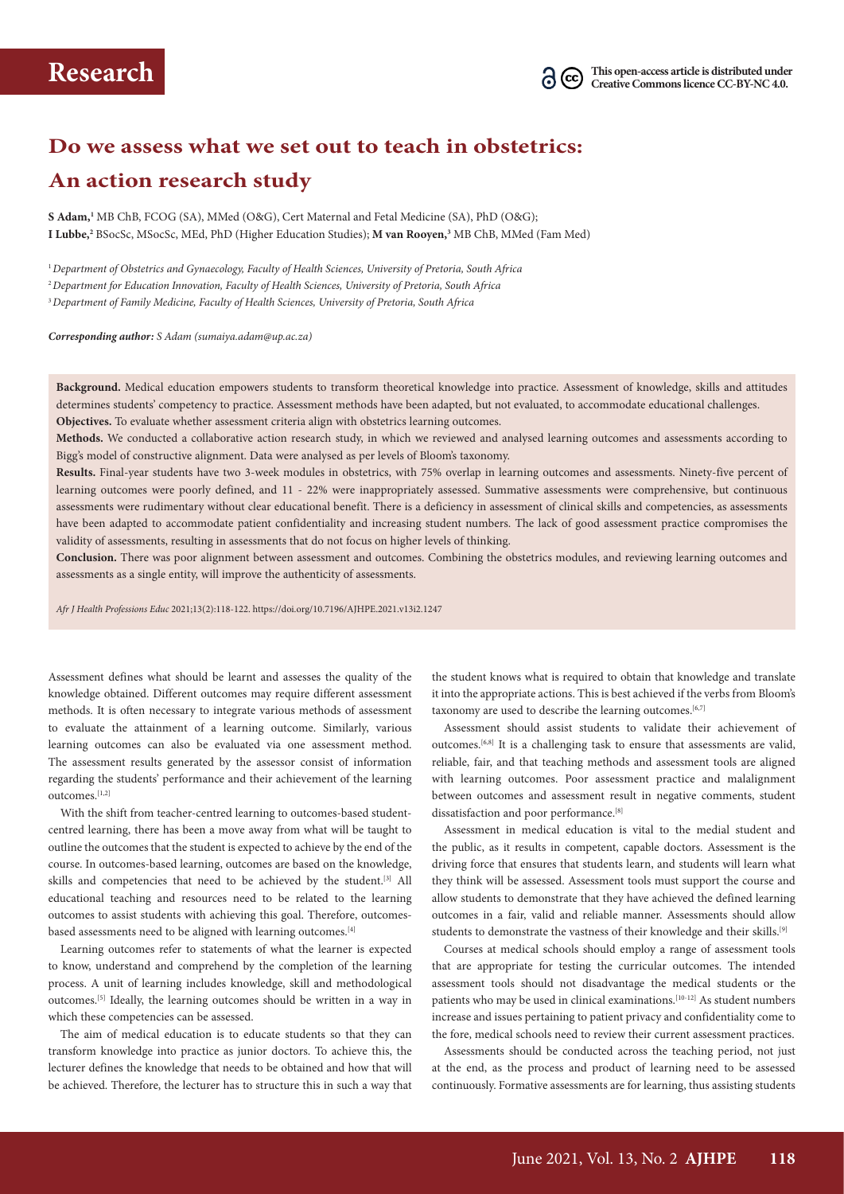Research

This open-access article is distributed under Creative Commons licence CC-BY-NC 4.0.

# Do we assess what we set out to teach in obstetrics: An action research study

**S Adam,**[1] MB ChB, FCOG (SA), MMed (O&G), Cert Maternal and Fetal Medicine (SA), PhD (O&G);
**I Lubbe,**[2] BSocSc, MSocSc, MEd, PhD (Higher Education Studies); **M van Rooyen,**[3] MB ChB, MMed (Fam Med)

[1] *Department of Obstetrics and Gynaecology, Faculty of Health Sciences, University of Pretoria, South Africa*
[2] *Department for Education Innovation, Faculty of Health Sciences, University of Pretoria, South Africa*
[3] *Department of Family Medicine, Faculty of Health Sciences, University of Pretoria, South Africa*

***Corresponding author:*** *S Adam (sumaiya.adam@up.ac.za)*

**Background.** Medical education empowers students to transform theoretical knowledge into practice. Assessment of knowledge, skills and attitudes determines students' competency to practice. Assessment methods have been adapted, but not evaluated, to accommodate educational challenges.

**Objectives.** To evaluate whether assessment criteria align with obstetrics learning outcomes.

**Methods.** We conducted a collaborative action research study, in which we reviewed and analysed learning outcomes and assessments according to Bigg's model of constructive alignment. Data were analysed as per levels of Bloom's taxonomy.

**Results.** Final-year students have two 3-week modules in obstetrics, with 75% overlap in learning outcomes and assessments. Ninety-five percent of learning outcomes were poorly defined, and 11 - 22% were inappropriately assessed. Summative assessments were comprehensive, but continuous assessments were rudimentary without clear educational benefit. There is a deficiency in assessment of clinical skills and competencies, as assessments have been adapted to accommodate patient confidentiality and increasing student numbers. The lack of good assessment practice compromises the validity of assessments, resulting in assessments that do not focus on higher levels of thinking.

**Conclusion.** There was poor alignment between assessment and outcomes. Combining the obstetrics modules, and reviewing learning outcomes and assessments as a single entity, will improve the authenticity of assessments.

*Afr J Health Professions Educ* 2021;13(2):118-122. https://doi.org/10.7196/AJHPE.2021.v13i2.1247

Assessment defines what should be learnt and assesses the quality of the knowledge obtained. Different outcomes may require different assessment methods. It is often necessary to integrate various methods of assessment to evaluate the attainment of a learning outcome. Similarly, various learning outcomes can also be evaluated via one assessment method. The assessment results generated by the assessor consist of information regarding the students' performance and their achievement of the learning outcomes.[1,2]

With the shift from teacher-centred learning to outcomes-based student-centred learning, there has been a move away from what will be taught to outline the outcomes that the student is expected to achieve by the end of the course. In outcomes-based learning, outcomes are based on the knowledge, skills and competencies that need to be achieved by the student.[3] All educational teaching and resources need to be related to the learning outcomes to assist students with achieving this goal. Therefore, outcomes-based assessments need to be aligned with learning outcomes.[4]

Learning outcomes refer to statements of what the learner is expected to know, understand and comprehend by the completion of the learning process. A unit of learning includes knowledge, skill and methodological outcomes.[5] Ideally, the learning outcomes should be written in a way in which these competencies can be assessed.

The aim of medical education is to educate students so that they can transform knowledge into practice as junior doctors. To achieve this, the lecturer defines the knowledge that needs to be obtained and how that will be achieved. Therefore, the lecturer has to structure this in such a way that the student knows what is required to obtain that knowledge and translate it into the appropriate actions. This is best achieved if the verbs from Bloom's taxonomy are used to describe the learning outcomes.[6,7]

Assessment should assist students to validate their achievement of outcomes.[6,8] It is a challenging task to ensure that assessments are valid, reliable, fair, and that teaching methods and assessment tools are aligned with learning outcomes. Poor assessment practice and malalignment between outcomes and assessment result in negative comments, student dissatisfaction and poor performance.[8]

Assessment in medical education is vital to the medial student and the public, as it results in competent, capable doctors. Assessment is the driving force that ensures that students learn, and students will learn what they think will be assessed. Assessment tools must support the course and allow students to demonstrate that they have achieved the defined learning outcomes in a fair, valid and reliable manner. Assessments should allow students to demonstrate the vastness of their knowledge and their skills.[9]

Courses at medical schools should employ a range of assessment tools that are appropriate for testing the curricular outcomes. The intended assessment tools should not disadvantage the medical students or the patients who may be used in clinical examinations.[10-12] As student numbers increase and issues pertaining to patient privacy and confidentiality come to the fore, medical schools need to review their current assessment practices.

Assessments should be conducted across the teaching period, not just at the end, as the process and product of learning need to be assessed continuously. Formative assessments are for learning, thus assisting students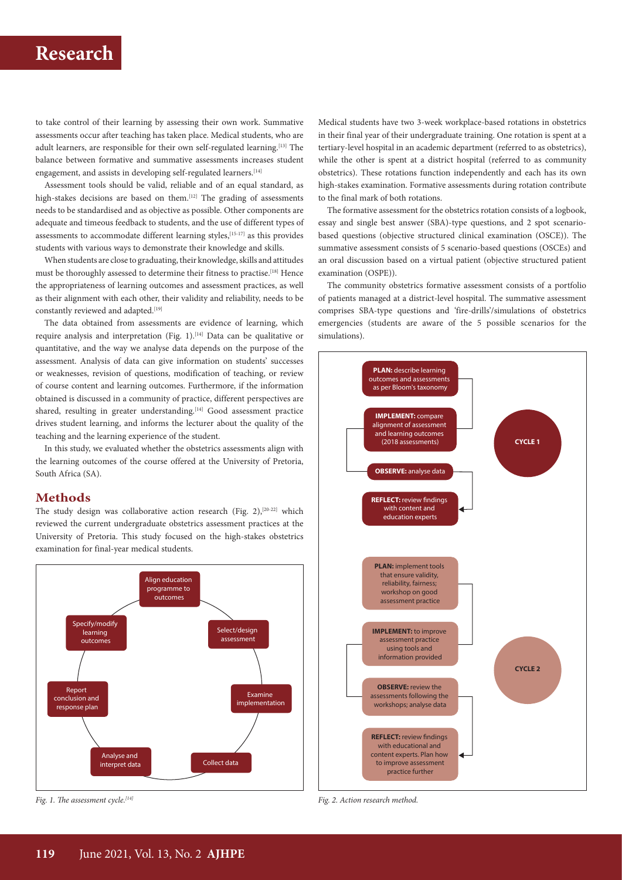to take control of their learning by assessing their own work. Summative assessments occur after teaching has taken place. Medical students, who are adult learners, are responsible for their own self-regulated learning.[13] The balance between formative and summative assessments increases student engagement, and assists in developing self-regulated learners.[14]

Assessment tools should be valid, reliable and of an equal standard, as high-stakes decisions are based on them.[12] The grading of assessments needs to be standardised and as objective as possible. Other components are adequate and timeous feedback to students, and the use of different types of assessments to accommodate different learning styles,[15-17] as this provides students with various ways to demonstrate their knowledge and skills.

When students are close to graduating, their knowledge, skills and attitudes must be thoroughly assessed to determine their fitness to practise.[18] Hence the appropriateness of learning outcomes and assessment practices, as well as their alignment with each other, their validity and reliability, needs to be constantly reviewed and adapted.[19]

The data obtained from assessments are evidence of learning, which require analysis and interpretation (Fig. 1).[14] Data can be qualitative or quantitative, and the way we analyse data depends on the purpose of the assessment. Analysis of data can give information on students' successes or weaknesses, revision of questions, modification of teaching, or review of course content and learning outcomes. Furthermore, if the information obtained is discussed in a community of practice, different perspectives are shared, resulting in greater understanding.[14] Good assessment practice drives student learning, and informs the lecturer about the quality of the teaching and the learning experience of the student.

In this study, we evaluated whether the obstetrics assessments align with the learning outcomes of the course offered at the University of Pretoria, South Africa (SA).

## Methods

The study design was collaborative action research (Fig. 2),[20-22] which reviewed the current undergraduate obstetrics assessment practices at the University of Pretoria. This study focused on the high-stakes obstetrics examination for final-year medical students.

Align education programme to outcomes

Select/design assessment

Examine implementation

Collect data

Analyse and interpret data

Report conclusion and response plan

Specify/modify learning outcomes

*Fig. 1. The assessment cycle.[14]*

Medical students have two 3-week workplace-based rotations in obstetrics in their final year of their undergraduate training. One rotation is spent at a tertiary-level hospital in an academic department (referred to as obstetrics), while the other is spent at a district hospital (referred to as community obstetrics). These rotations function independently and each has its own high-stakes examination. Formative assessments during rotation contribute to the final mark of both rotations.

The formative assessment for the obstetrics rotation consists of a logbook, essay and single best answer (SBA)-type questions, and 2 spot scenario-based questions (objective structured clinical examination (OSCE)). The summative assessment consists of 5 scenario-based questions (OSCEs) and an oral discussion based on a virtual patient (objective structured patient examination (OSPE)).

The community obstetrics formative assessment consists of a portfolio of patients managed at a district-level hospital. The summative assessment comprises SBA-type questions and 'fire-drills'/simulations of obstetrics emergencies (students are aware of the 5 possible scenarios for the simulations).

**CYCLE 1**

**PLAN:** describe learning outcomes and assessments as per Bloom's taxonomy

**IMPLEMENT:** compare alignment of assessment and learning outcomes (2018 assessments)

**OBSERVE:** analyse data

**REFLECT:** review findings with content and education experts

**CYCLE 2**

**PLAN:** implement tools that ensure validity, reliability, fairness; workshop on good assessment practice

**IMPLEMENT:** to improve assessment practice using tools and information provided

**OBSERVE:** review the assessments following the workshops; analyse data

**REFLECT:** review findings with educational and content experts. Plan how to improve assessment practice further

*Fig. 2. Action research method.*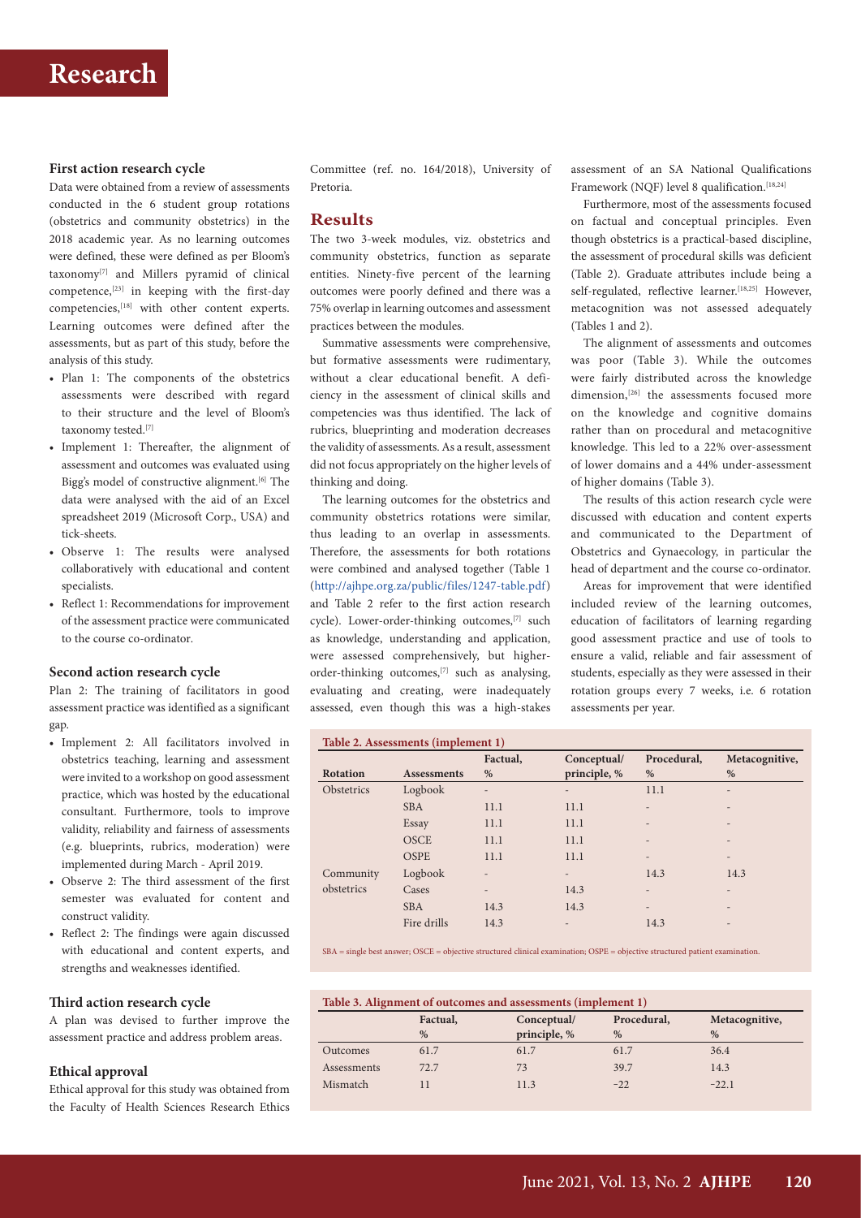#### First action research cycle

Data were obtained from a review of assessments conducted in the 6 student group rotations (obstetrics and community obstetrics) in the 2018 academic year. As no learning outcomes were defined, these were defined as per Bloom's taxonomy[7] and Millers pyramid of clinical competence,[23] in keeping with the first-day competencies,[18] with other content experts. Learning outcomes were defined after the assessments, but as part of this study, before the analysis of this study.

- Plan 1: The components of the obstetrics assessments were described with regard to their structure and the level of Bloom's taxonomy tested.[7]
- Implement 1: Thereafter, the alignment of assessment and outcomes was evaluated using Bigg's model of constructive alignment.[6] The data were analysed with the aid of an Excel spreadsheet 2019 (Microsoft Corp., USA) and tick-sheets.
- Observe 1: The results were analysed collaboratively with educational and content specialists.
- Reflect 1: Recommendations for improvement of the assessment practice were communicated to the course co-ordinator.

#### Second action research cycle

Plan 2: The training of facilitators in good assessment practice was identified as a significant gap.

- Implement 2: All facilitators involved in obstetrics teaching, learning and assessment were invited to a workshop on good assessment practice, which was hosted by the educational consultant. Furthermore, tools to improve validity, reliability and fairness of assessments (e.g. blueprints, rubrics, moderation) were implemented during March - April 2019.
- Observe 2: The third assessment of the first semester was evaluated for content and construct validity.
- Reflect 2: The findings were again discussed with educational and content experts, and strengths and weaknesses identified.

#### Third action research cycle

A plan was devised to further improve the assessment practice and address problem areas.

#### Ethical approval

Ethical approval for this study was obtained from the Faculty of Health Sciences Research Ethics Committee (ref. no. 164/2018), University of Pretoria.

## Results

The two 3-week modules, viz. obstetrics and community obstetrics, function as separate entities. Ninety-five percent of the learning outcomes were poorly defined and there was a 75% overlap in learning outcomes and assessment practices between the modules.

Summative assessments were comprehensive, but formative assessments were rudimentary, without a clear educational benefit. A deficiency in the assessment of clinical skills and competencies was thus identified. The lack of rubrics, blueprinting and moderation decreases the validity of assessments. As a result, assessment did not focus appropriately on the higher levels of thinking and doing.

The learning outcomes for the obstetrics and community obstetrics rotations were similar, thus leading to an overlap in assessments. Therefore, the assessments for both rotations were combined and analysed together (Table 1 (http://ajhpe.org.za/public/files/1247-table.pdf) and Table 2 refer to the first action research cycle). Lower-order-thinking outcomes,[7] such as knowledge, understanding and application, were assessed comprehensively, but higher-order-thinking outcomes,[7] such as analysing, evaluating and creating, were inadequately assessed, even though this was a high-stakes assessment of an SA National Qualifications Framework (NQF) level 8 qualification.[18,24]

Furthermore, most of the assessments focused on factual and conceptual principles. Even though obstetrics is a practical-based discipline, the assessment of procedural skills was deficient (Table 2). Graduate attributes include being a self-regulated, reflective learner.[18,25] However, metacognition was not assessed adequately (Tables 1 and 2).

The alignment of assessments and outcomes was poor (Table 3). While the outcomes were fairly distributed across the knowledge dimension,[26] the assessments focused more on the knowledge and cognitive domains rather than on procedural and metacognitive knowledge. This led to a 22% over-assessment of lower domains and a 44% under-assessment of higher domains (Table 3).

The results of this action research cycle were discussed with education and content experts and communicated to the Department of Obstetrics and Gynaecology, in particular the head of department and the course co-ordinator.

Areas for improvement that were identified included review of the learning outcomes, education of facilitators of learning regarding good assessment practice and use of tools to ensure a valid, reliable and fair assessment of students, especially as they were assessed in their rotation groups every 7 weeks, i.e. 6 rotation assessments per year.

**Table 2. Assessments (implement 1)**

| Rotation | Assessments | Factual, % | Conceptual/ principle, % | Procedural, % | Metacognitive, % |
|---|---|---|---|---|---|
| Obstetrics | Logbook | - | - | 11.1 | - |
| | SBA | 11.1 | 11.1 | - | - |
| | Essay | 11.1 | 11.1 | - | - |
| | OSCE | 11.1 | 11.1 | - | - |
| | OSPE | 11.1 | 11.1 | - | - |
| Community obstetrics | Logbook | - | - | 14.3 | 14.3 |
| | Cases | - | 14.3 | - | - |
| | SBA | 14.3 | 14.3 | - | - |
| | Fire drills | 14.3 | - | 14.3 | - |

SBA = single best answer; OSCE = objective structured clinical examination; OSPE = objective structured patient examination.

**Table 3. Alignment of outcomes and assessments (implement 1)**

| | Factual, % | Conceptual/ principle, % | Procedural, % | Metacognitive, % |
|---|---|---|---|---|
| Outcomes | 61.7 | 61.7 | 61.7 | 36.4 |
| Assessments | 72.7 | 73 | 39.7 | 14.3 |
| Mismatch | 11 | 11.3 | −22 | −22.1 |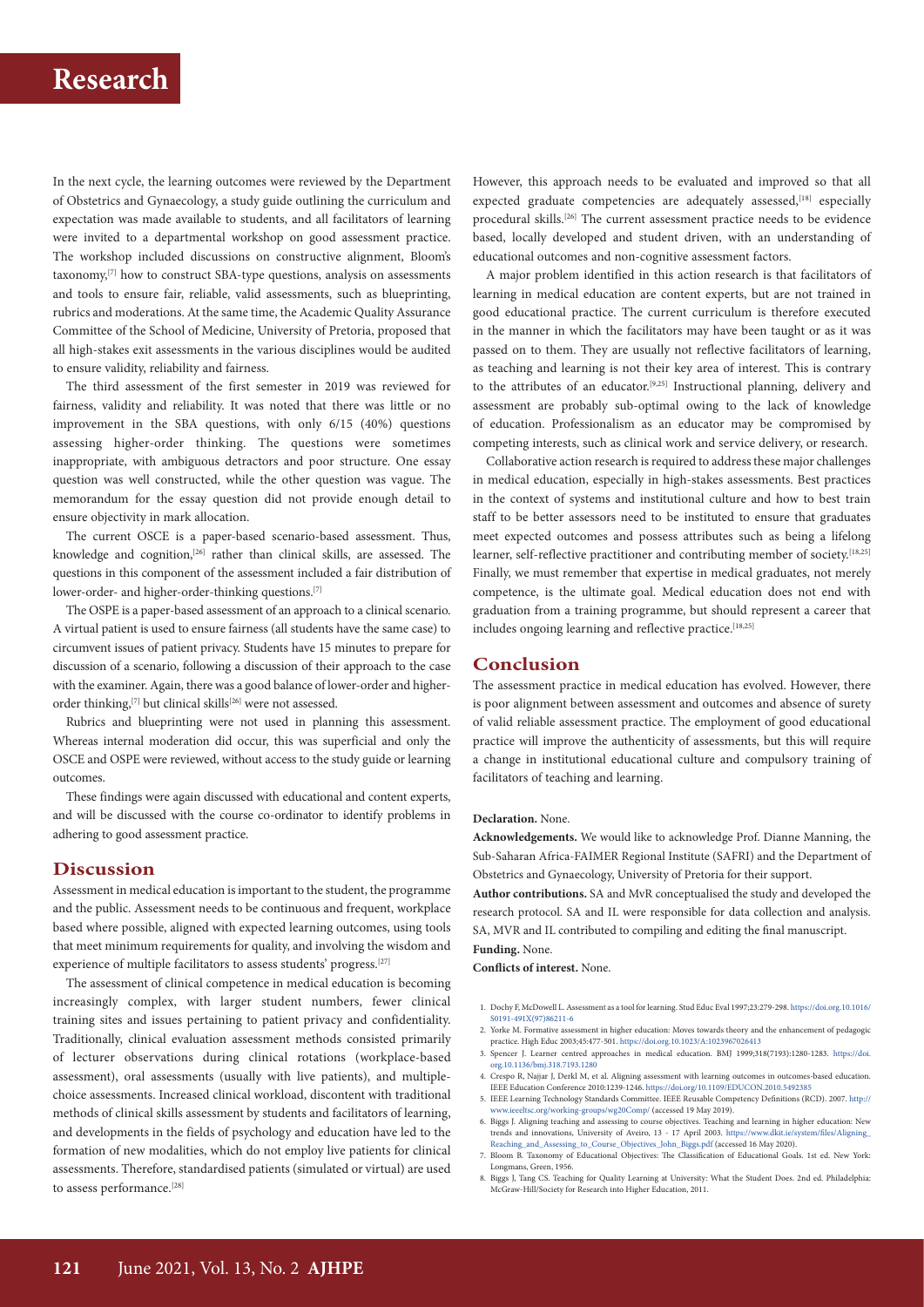In the next cycle, the learning outcomes were reviewed by the Department of Obstetrics and Gynaecology, a study guide outlining the curriculum and expectation was made available to students, and all facilitators of learning were invited to a departmental workshop on good assessment practice. The workshop included discussions on constructive alignment, Bloom's taxonomy,[7] how to construct SBA-type questions, analysis on assessments and tools to ensure fair, reliable, valid assessments, such as blueprinting, rubrics and moderations. At the same time, the Academic Quality Assurance Committee of the School of Medicine, University of Pretoria, proposed that all high-stakes exit assessments in the various disciplines would be audited to ensure validity, reliability and fairness.

The third assessment of the first semester in 2019 was reviewed for fairness, validity and reliability. It was noted that there was little or no improvement in the SBA questions, with only 6/15 (40%) questions assessing higher-order thinking. The questions were sometimes inappropriate, with ambiguous detractors and poor structure. One essay question was well constructed, while the other question was vague. The memorandum for the essay question did not provide enough detail to ensure objectivity in mark allocation.

The current OSCE is a paper-based scenario-based assessment. Thus, knowledge and cognition,[26] rather than clinical skills, are assessed. The questions in this component of the assessment included a fair distribution of lower-order- and higher-order-thinking questions.[7]

The OSPE is a paper-based assessment of an approach to a clinical scenario. A virtual patient is used to ensure fairness (all students have the same case) to circumvent issues of patient privacy. Students have 15 minutes to prepare for discussion of a scenario, following a discussion of their approach to the case with the examiner. Again, there was a good balance of lower-order and higher-order thinking,[7] but clinical skills[26] were not assessed.

Rubrics and blueprinting were not used in planning this assessment. Whereas internal moderation did occur, this was superficial and only the OSCE and OSPE were reviewed, without access to the study guide or learning outcomes.

These findings were again discussed with educational and content experts, and will be discussed with the course co-ordinator to identify problems in adhering to good assessment practice.

## Discussion

Assessment in medical education is important to the student, the programme and the public. Assessment needs to be continuous and frequent, workplace based where possible, aligned with expected learning outcomes, using tools that meet minimum requirements for quality, and involving the wisdom and experience of multiple facilitators to assess students' progress.[27]

The assessment of clinical competence in medical education is becoming increasingly complex, with larger student numbers, fewer clinical training sites and issues pertaining to patient privacy and confidentiality. Traditionally, clinical evaluation assessment methods consisted primarily of lecturer observations during clinical rotations (workplace-based assessment), oral assessments (usually with live patients), and multiple-choice assessments. Increased clinical workload, discontent with traditional methods of clinical skills assessment by students and facilitators of learning, and developments in the fields of psychology and education have led to the formation of new modalities, which do not employ live patients for clinical assessments. Therefore, standardised patients (simulated or virtual) are used to assess performance.[28]

However, this approach needs to be evaluated and improved so that all expected graduate competencies are adequately assessed,[18] especially procedural skills.[26] The current assessment practice needs to be evidence based, locally developed and student driven, with an understanding of educational outcomes and non-cognitive assessment factors.

A major problem identified in this action research is that facilitators of learning in medical education are content experts, but are not trained in good educational practice. The current curriculum is therefore executed in the manner in which the facilitators may have been taught or as it was passed on to them. They are usually not reflective facilitators of learning, as teaching and learning is not their key area of interest. This is contrary to the attributes of an educator.[9,25] Instructional planning, delivery and assessment are probably sub-optimal owing to the lack of knowledge of education. Professionalism as an educator may be compromised by competing interests, such as clinical work and service delivery, or research.

Collaborative action research is required to address these major challenges in medical education, especially in high-stakes assessments. Best practices in the context of systems and institutional culture and how to best train staff to be better assessors need to be instituted to ensure that graduates meet expected outcomes and possess attributes such as being a lifelong learner, self-reflective practitioner and contributing member of society.[18,25] Finally, we must remember that expertise in medical graduates, not merely competence, is the ultimate goal. Medical education does not end with graduation from a training programme, but should represent a career that includes ongoing learning and reflective practice.[18,25]

## Conclusion

The assessment practice in medical education has evolved. However, there is poor alignment between assessment and outcomes and absence of surety of valid reliable assessment practice. The employment of good educational practice will improve the authenticity of assessments, but this will require a change in institutional educational culture and compulsory training of facilitators of teaching and learning.

**Declaration.** None.

**Acknowledgements.** We would like to acknowledge Prof. Dianne Manning, the Sub-Saharan Africa-FAIMER Regional Institute (SAFRI) and the Department of Obstetrics and Gynaecology, University of Pretoria for their support.

**Author contributions.** SA and MvR conceptualised the study and developed the research protocol. SA and IL were responsible for data collection and analysis. SA, MVR and IL contributed to compiling and editing the final manuscript.

**Funding.** None.

**Conflicts of interest.** None.

1. Dochy F, McDowell L. Assessment as a tool for learning. Stud Educ Eval 1997;23:279-298. https://doi.org.10.1016/S0191-491X(97)86211-6
2. Yorke M. Formative assessment in higher education: Moves towards theory and the enhancement of pedagogic practice. High Educ 2003;45:477-501. https://doi.org.10.1023/A:1023967026413
3. Spencer J. Learner centred approaches in medical education. BMJ 1999;318(7193):1280-1283. https://doi.org.10.1136/bmj.318.7193.1280
4. Crespo R, Najjar J, Derkl M, et al. Aligning assessment with learning outcomes in outcomes-based education. IEEE Education Conference 2010:1239-1246. https://doi.org/10.1109/EDUCON.2010.5492385
5. IEEE Learning Technology Standards Committee. IEEE Reusable Competency Definitions (RCD). 2007. http://www.ieeeltsc.org/working-groups/wg20Comp/ (accessed 19 May 2019).
6. Biggs J. Aligning teaching and assessing to course objectives. Teaching and learning in higher education: New trends and innovations, University of Aveiro, 13 - 17 April 2003. https://www.dkit.ie/system/files/Aligning_Reaching_and_Assessing_to_Course_Objectives_John_Biggs.pdf (accessed 16 May 2020).
7. Bloom B. Taxonomy of Educational Objectives: The Classification of Educational Goals. 1st ed. New York: Longmans, Green, 1956.
8. Biggs J, Tang CS. Teaching for Quality Learning at University: What the Student Does. 2nd ed. Philadelphia: McGraw-Hill/Society for Research into Higher Education, 2011.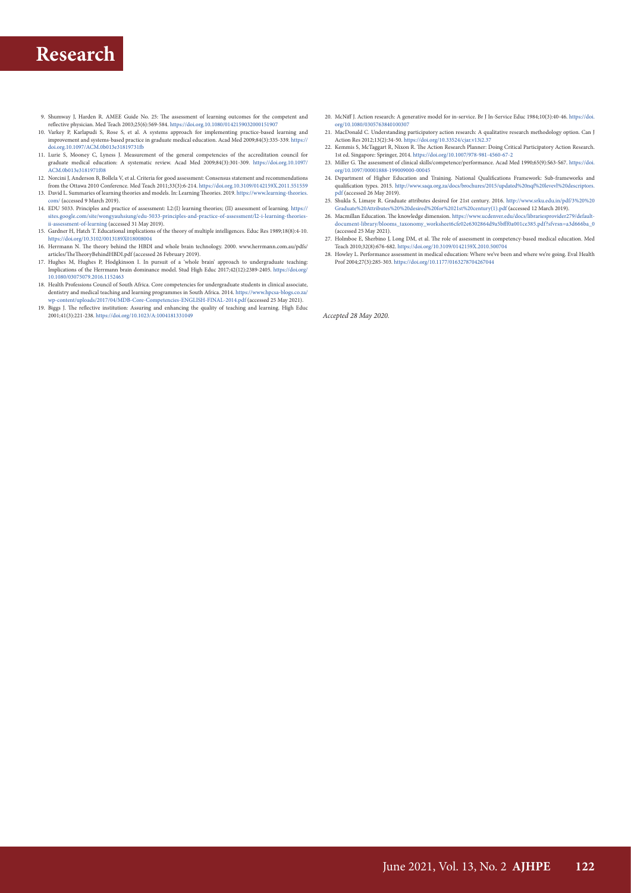9. Shumway J, Harden R. AMEE Guide No. 25: The assessment of learning outcomes for the competent and reflective physician. Med Teach 2003;25(6):569-584. https://doi.org.10.1080/0142159032000151907
10. Varkey P, Karlapudi S, Rose S, et al. A systems approach for implementing practice-based learning and improvement and systems-based practice in graduate medical education. Acad Med 2009;84(3):335-339. https://doi.org.10.1097/ACM.0b013e31819731fb
11. Lurie S, Mooney C, Lyness J. Measurement of the general competencies of the accreditation council for graduate medical education: A systematic review. Acad Med 2009;84(3):301-309. https://doi.org.10.1097/ACM.0b013e3181971f08
12. Norcini J, Anderson B, Bollela V, et al. Criteria for good assessment: Consensus statement and recommendations from the Ottawa 2010 Conference. Med Teach 2011;33(3):6-214. https://doi.org.10.3109/0142159X.2011.551559
13. David L. Summaries of learning theories and models. In: Learning Theories. 2019. https://www.learning-theories.com/ (accessed 9 March 2019).
14. EDU 5033. Principles and practice of assessment: L2:(I) learning theories; (II) assessment of learning. https://sites.google.com/site/wongyauhsiung/edu-5033-principles-and-practice-of-assessment/l2-i-learning-theories-ii-assessment-of-learning (accessed 31 May 2019).
15. Gardner H, Hatch T. Educational implications of the theory of multiple intelligences. Educ Res 1989;18(8):4-10. https://doi.org/10.3102/0013189X018008004
16. Herrmann N. The theory behind the HBDI and whole brain technology. 2000. www.herrmann.com.au/pdfs/articles/TheTheoryBehindHBDI.pdf (accessed 26 February 2019).
17. Hughes M, Hughes P, Hodgkinson I. In pursuit of a 'whole brain' approach to undergraduate teaching: Implications of the Herrmann brain dominance model. Stud High Educ 2017;42(12):2389-2405. https://doi.org/10.1080/03075079.2016.1152463
18. Health Professions Council of South Africa. Core competencies for undergraduate students in clinical associate, dentistry and medical teaching and learning programmes in South Africa. 2014. https://www.hpcsa-blogs.co.za/wp-content/uploads/2017/04/MDB-Core-Competencies-ENGLISH-FINAL-2014.pdf (accessed 25 May 2021).
19. Biggs J. The reflective institution: Assuring and enhancing the quality of teaching and learning. High Educ 2001;41(3):221-238. https://doi.org/10.1023/A:1004181331049
20. McNiff J. Action research: A generative model for in-service. Br J In-Service Educ 1984;10(3):40-46. https://doi.org/10.1080/0305763840100307
21. MacDonald C. Understanding participatory action research: A qualitative research methodology option. Can J Action Res 2012;13(2):34-50. https://doi.org/10.33524/cjar.v13i2.37
22. Kemmis S, McTaggart R, Nixon R. The Action Research Planner: Doing Critical Participatory Action Research. 1st ed. Singapore: Springer, 2014. https://doi.org/10.1007/978-981-4560-67-2
23. Miller G. The assessment of clinical skills/competence/performance. Acad Med 1990;65(9):S63-S67. https://doi.org/10.1097/00001888-199009000-00045
24. Department of Higher Education and Training. National Qualifications Framework: Sub-frameworks and qualification types. 2015. http://www.saqa.org.za/docs/brochures/2015/updated%20nqf%20levevl%20descriptors.pdf (accessed 26 May 2019).
25. Shukla S, Limaye R. Graduate attributes desired for 21st century. 2016. http://www.srku.edu.in/pdf/3%20%20Graduate%20Attributes%20%20desired%20for%2021st%20century(1).pdf (accessed 12 March 2019).
26. Macmillan Education. The knowledge dimension. https://www.ucdenver.edu/docs/librariesprovider279/default-document-library/blooms_taxonomy_worksheet6cfe02e6302864d9a5bfff0a001ce385.pdf?sfvrsn=a3d666ba_0 (accessed 25 May 2021).
27. Holmboe E, Sherbino J, Long DM, et al. The role of assessment in competency-based medical education. Med Teach 2010;32(8):676-682. https://doi.org/10.3109/0142159X.2010.500704
28. Howley L. Performance assessment in medical education: Where we've been and where we're going. Eval Health Prof 2004;27(3):285-303. https://doi.org/10.1177/0163278704267044

*Accepted 28 May 2020.*